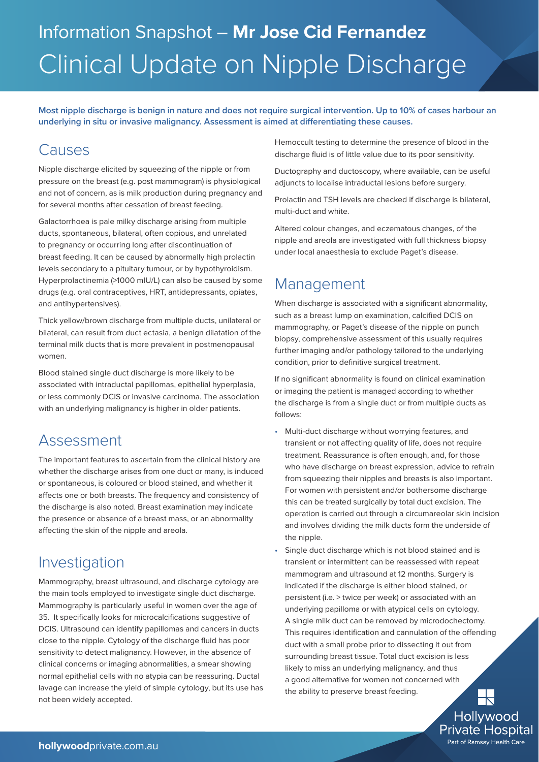Information Snapshot – **Mr Jose Cid Fernandez**

# Clinical Update on Nipple Discharge

**Most nipple discharge is benign in nature and does not require surgical intervention. Up to 10% of cases harbour an underlying in situ or invasive malignancy. Assessment is aimed at differentiating these causes.**

## Causes

Nipple discharge elicited by squeezing of the nipple or from pressure on the breast (e.g. post mammogram) is physiological and not of concern, as is milk production during pregnancy and for several months after cessation of breast feeding.

Galactorrhoea is pale milky discharge arising from multiple ducts, spontaneous, bilateral, often copious, and unrelated to pregnancy or occurring long after discontinuation of breast feeding. It can be caused by abnormally high prolactin levels secondary to a pituitary tumour, or by hypothyroidism. Hyperprolactinemia (>1000 mIU/L) can also be caused by some drugs (e.g. oral contraceptives, HRT, antidepressants, opiates, and antihypertensives).

Thick yellow/brown discharge from multiple ducts, unilateral or bilateral, can result from duct ectasia, a benign dilatation of the terminal milk ducts that is more prevalent in postmenopausal women.

Blood stained single duct discharge is more likely to be associated with intraductal papillomas, epithelial hyperplasia, or less commonly DCIS or invasive carcinoma. The association with an underlying malignancy is higher in older patients.

## Assessment

The important features to ascertain from the clinical history are whether the discharge arises from one duct or many, is induced or spontaneous, is coloured or blood stained, and whether it affects one or both breasts. The frequency and consistency of the discharge is also noted. Breast examination may indicate the presence or absence of a breast mass, or an abnormality affecting the skin of the nipple and areola.

## Investigation

Mammography, breast ultrasound, and discharge cytology are the main tools employed to investigate single duct discharge. Mammography is particularly useful in women over the age of 35. It specifically looks for microcalcifications suggestive of DCIS. Ultrasound can identify papillomas and cancers in ducts close to the nipple. Cytology of the discharge fluid has poor sensitivity to detect malignancy. However, in the absence of clinical concerns or imaging abnormalities, a smear showing normal epithelial cells with no atypia can be reassuring. Ductal lavage can increase the yield of simple cytology, but its use has not been widely accepted.

Hemoccult testing to determine the presence of blood in the discharge fluid is of little value due to its poor sensitivity.

Ductography and ductoscopy, where available, can be useful adjuncts to localise intraductal lesions before surgery.

Prolactin and TSH levels are checked if discharge is bilateral, multi-duct and white.

Altered colour changes, and eczematous changes, of the nipple and areola are investigated with full thickness biopsy under local anaesthesia to exclude Paget's disease.

## Management

When discharge is associated with a significant abnormality, such as a breast lump on examination, calcified DCIS on mammography, or Paget's disease of the nipple on punch biopsy, comprehensive assessment of this usually requires further imaging and/or pathology tailored to the underlying condition, prior to definitive surgical treatment.

If no significant abnormality is found on clinical examination or imaging the patient is managed according to whether the discharge is from a single duct or from multiple ducts as follows:

- Multi-duct discharge without worrying features, and transient or not affecting quality of life, does not require treatment. Reassurance is often enough, and, for those who have discharge on breast expression, advice to refrain from squeezing their nipples and breasts is also important. For women with persistent and/or bothersome discharge this can be treated surgically by total duct excision. The operation is carried out through a circumareolar skin incision and involves dividing the milk ducts form the underside of the nipple.
- Single duct discharge which is not blood stained and is transient or intermittent can be reassessed with repeat mammogram and ultrasound at 12 months. Surgery is indicated if the discharge is either blood stained, or persistent (i.e. > twice per week) or associated with an underlying papilloma or with atypical cells on cytology. A single milk duct can be removed by microdochectomy. This requires identification and cannulation of the offending duct with a small probe prior to dissecting it out from surrounding breast tissue. Total duct excision is less likely to miss an underlying malignancy, and thus a good alternative for women not concerned with the ability to preserve breast feeding.

Hollywood Private Hospital
Part of Ramsay Health Care

**hollywood**private.com.au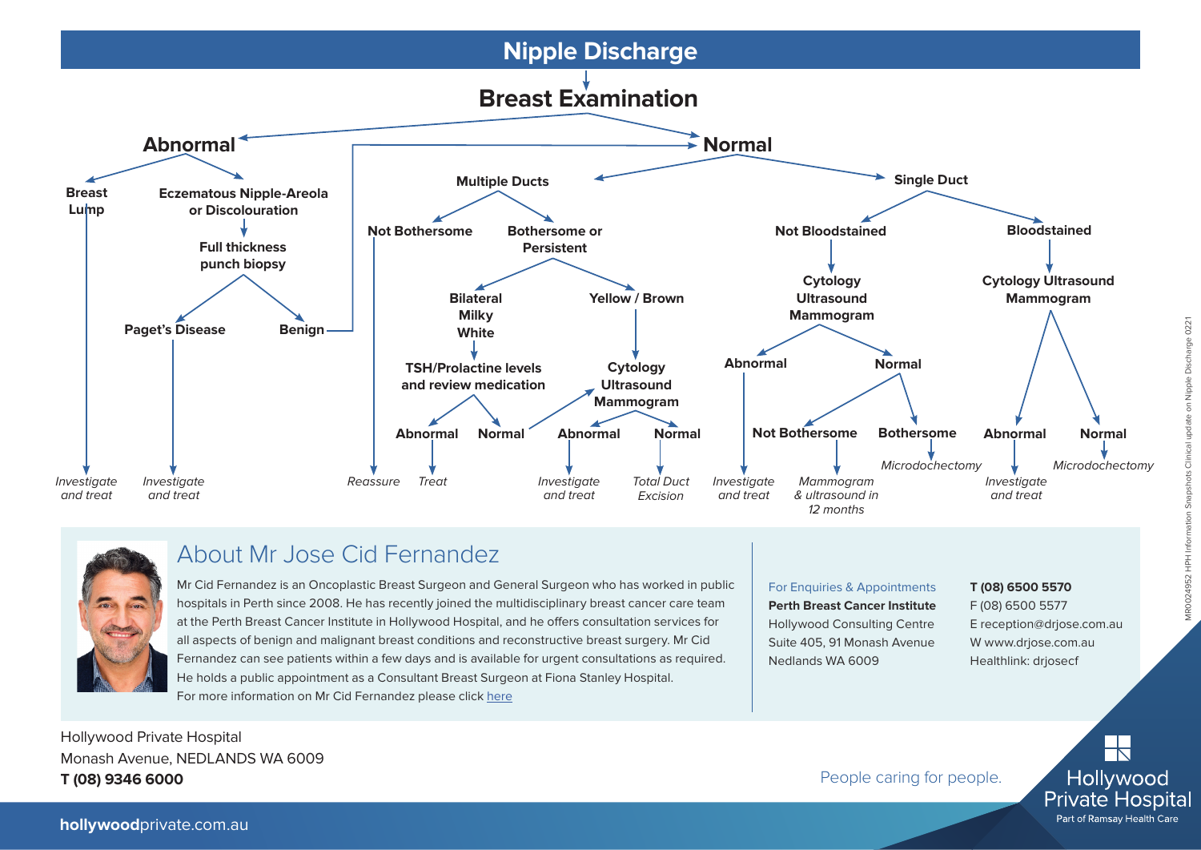# Nipple Discharge

## Breast Examination

**Abnormal**

**Breast Lump**

*Investigate and treat*

**Eczematous Nipple-Areola or Discolouration**

**Full thickness punch biopsy**

**Paget's Disease**

*Investigate and treat*

**Benign**

**Normal**

**Multiple Ducts**

**Not Bothersome**

*Reassure*

**Bothersome or Persistent**

**Bilateral Milky White**

**TSH/Prolactine levels and review medication**

**Abnormal**

*Treat*

**Normal**

**Yellow / Brown**

**Cytology Ultrasound Mammogram**

**Abnormal**

*Investigate and treat*

**Normal**

*Total Duct Excision*

**Single Duct**

**Not Bloodstained**

**Cytology Ultrasound Mammogram**

**Abnormal**

*Investigate and treat*

**Normal**

**Not Bothersome**

*Mammogram & ultrasound in 12 months*

**Bothersome**

*Microdochectomy*

**Bloodstained**

**Cytology Ultrasound Mammogram**

**Abnormal**

*Investigate and treat*

**Normal**

*Microdochectomy*

## About Mr Jose Cid Fernandez

Mr Cid Fernandez is an Oncoplastic Breast Surgeon and General Surgeon who has worked in public hospitals in Perth since 2008. He has recently joined the multidisciplinary breast cancer care team at the Perth Breast Cancer Institute in Hollywood Hospital, and he offers consultation services for all aspects of benign and malignant breast conditions and reconstructive breast surgery. Mr Cid Fernandez can see patients within a few days and is available for urgent consultations as required. He holds a public appointment as a Consultant Breast Surgeon at Fiona Stanley Hospital.
For more information on Mr Cid Fernandez please click here

For Enquiries & Appointments
**Perth Breast Cancer Institute**
Hollywood Consulting Centre
Suite 405, 91 Monash Avenue
Nedlands WA 6009

**T (08) 6500 5570**
F (08) 6500 5577
E reception@drjose.com.au
W www.drjose.com.au
Healthlink: drjosecf

Hollywood Private Hospital
Monash Avenue, NEDLANDS WA 6009
**T (08) 9346 6000**

People caring for people.

Hollywood Private Hospital
Part of Ramsay Health Care

**hollywood**private.com.au

MR024952 HPH Information Snapshots Clinical update on Nipple Discharge 0221